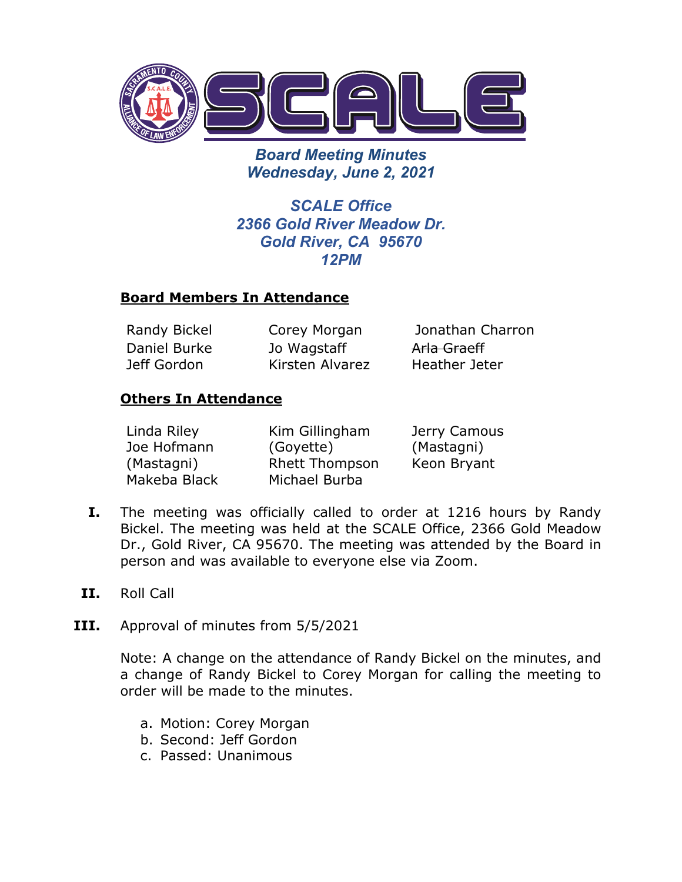# Board Meeting Minutes

***Wednesday, June 2, 2021***

***SCALE Office***
***2366 Gold River Meadow Dr.***
***Gold River, CA 95670***
***12PM***

## Board Members In Attendance

| | | |
|---|---|---|
| Randy Bickel | Corey Morgan | Jonathan Charron |
| Daniel Burke | Jo Wagstaff | ~~Arla Graeff~~ |
| Jeff Gordon | Kirsten Alvarez | Heather Jeter |

## Others In Attendance

| | | |
|---|---|---|
| Linda Riley | Kim Gillingham (Goyette) | Jerry Camous (Mastagni) |
| Joe Hofmann (Mastagni) | Rhett Thompson | Keon Bryant |
| Makeba Black | Michael Burba | |

**I.** The meeting was officially called to order at 1216 hours by Randy Bickel. The meeting was held at the SCALE Office, 2366 Gold Meadow Dr., Gold River, CA 95670. The meeting was attended by the Board in person and was available to everyone else via Zoom.

**II.** Roll Call

**III.** Approval of minutes from 5/5/2021

Note: A change on the attendance of Randy Bickel on the minutes, and a change of Randy Bickel to Corey Morgan for calling the meeting to order will be made to the minutes.

a. Motion: Corey Morgan
b. Second: Jeff Gordon
c. Passed: Unanimous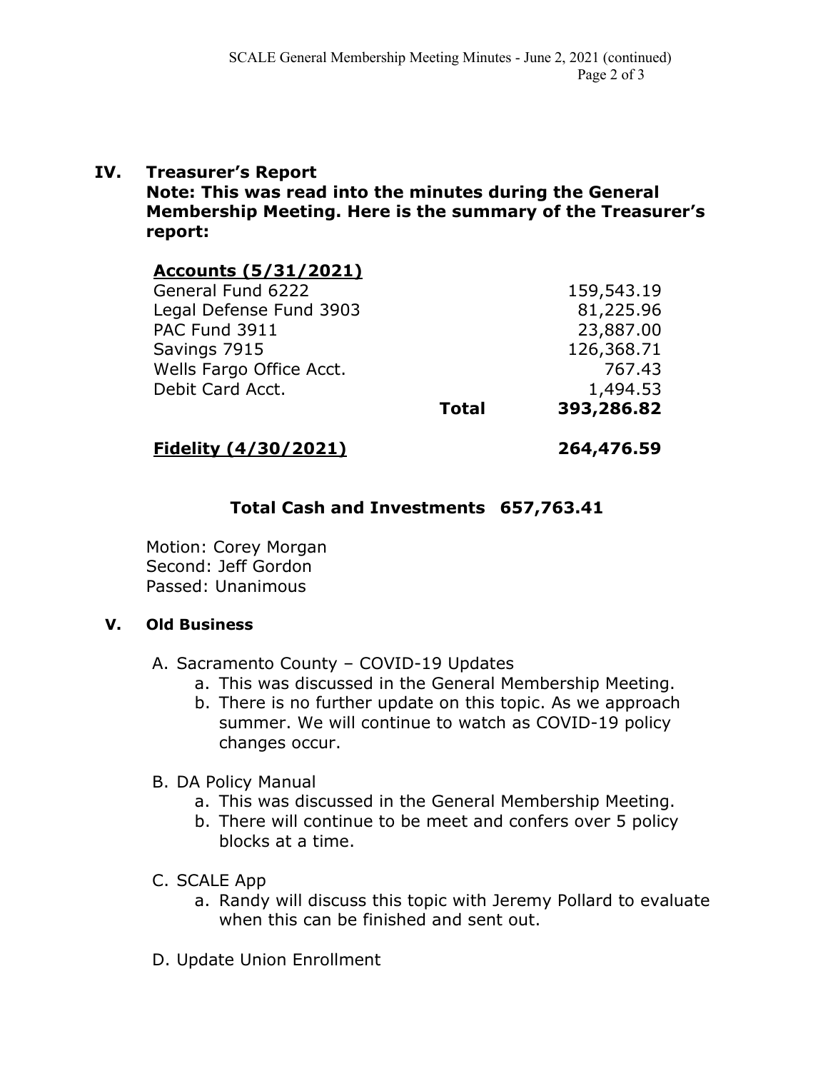## IV. Treasurer's Report

**Note: This was read into the minutes during the General Membership Meeting. Here is the summary of the Treasurer's report:**

| | | |
|---|---|---|
| **<u>Accounts (5/31/2021)</u>** | | |
| General Fund 6222 | | 159,543.19 |
| Legal Defense Fund 3903 | | 81,225.96 |
| PAC Fund 3911 | | 23,887.00 |
| Savings 7915 | | 126,368.71 |
| Wells Fargo Office Acct. | | 767.43 |
| Debit Card Acct. | | 1,494.53 |
| | **Total** | **393,286.82** |
| **<u>Fidelity (4/30/2021)</u>** | | **264,476.59** |

**Total Cash and Investments 657,763.41**

Motion: Corey Morgan
Second: Jeff Gordon
Passed: Unanimous

## V. Old Business

A. Sacramento County – COVID-19 Updates
   a. This was discussed in the General Membership Meeting.
   b. There is no further update on this topic. As we approach summer. We will continue to watch as COVID-19 policy changes occur.

B. DA Policy Manual
   a. This was discussed in the General Membership Meeting.
   b. There will continue to be meet and confers over 5 policy blocks at a time.

C. SCALE App
   a. Randy will discuss this topic with Jeremy Pollard to evaluate when this can be finished and sent out.

D. Update Union Enrollment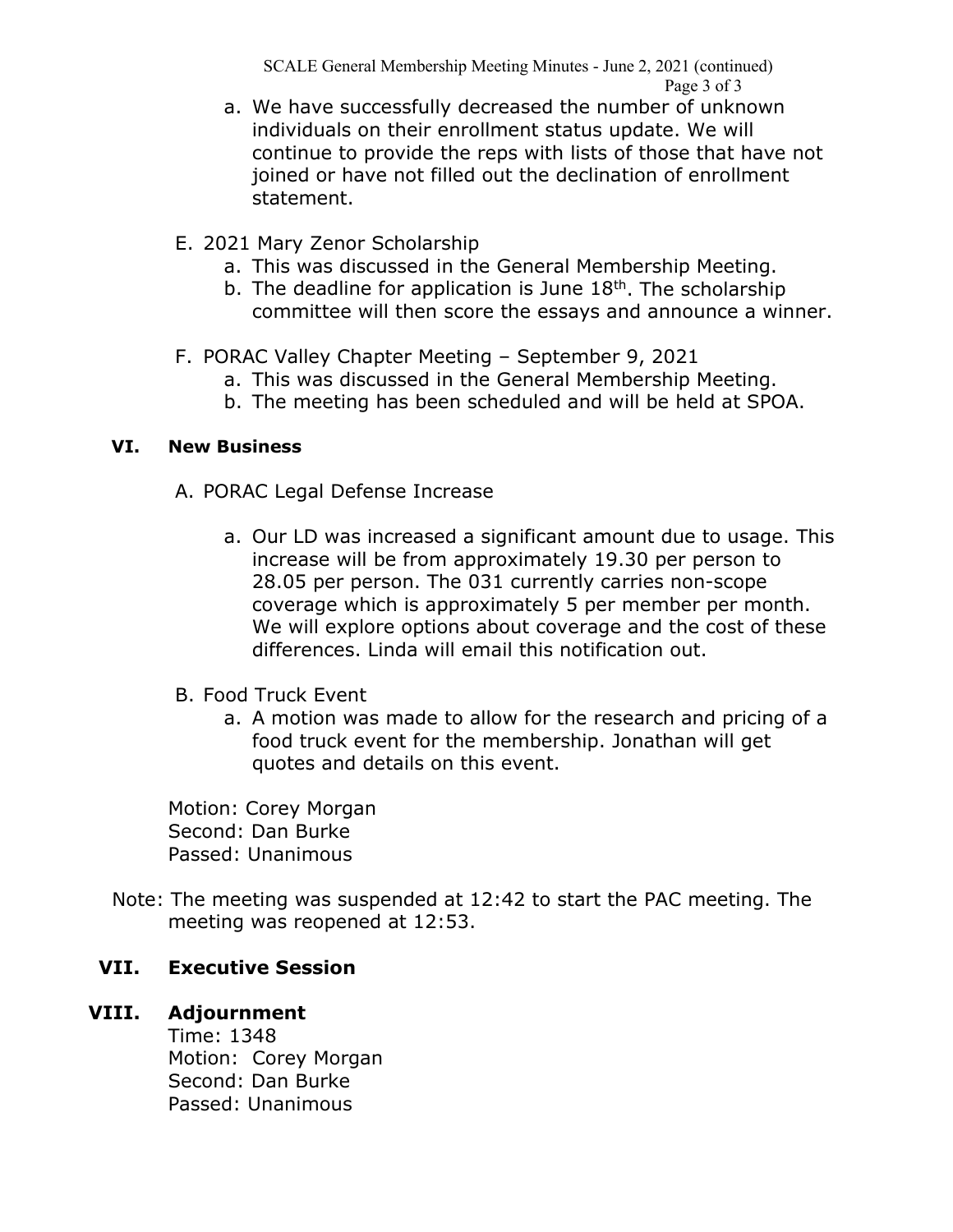a. We have successfully decreased the number of unknown individuals on their enrollment status update. We will continue to provide the reps with lists of those that have not joined or have not filled out the declination of enrollment statement.

E. 2021 Mary Zenor Scholarship

a. This was discussed in the General Membership Meeting.
b. The deadline for application is June 18th. The scholarship committee will then score the essays and announce a winner.

F. PORAC Valley Chapter Meeting – September 9, 2021

a. This was discussed in the General Membership Meeting.
b. The meeting has been scheduled and will be held at SPOA.

## VI. New Business

A. PORAC Legal Defense Increase

a. Our LD was increased a significant amount due to usage. This increase will be from approximately 19.30 per person to 28.05 per person. The 031 currently carries non-scope coverage which is approximately 5 per member per month. We will explore options about coverage and the cost of these differences. Linda will email this notification out.

B. Food Truck Event

a. A motion was made to allow for the research and pricing of a food truck event for the membership. Jonathan will get quotes and details on this event.

Motion: Corey Morgan
Second: Dan Burke
Passed: Unanimous

Note: The meeting was suspended at 12:42 to start the PAC meeting. The meeting was reopened at 12:53.

## VII. Executive Session

## VIII. Adjournment

Time: 1348
Motion: Corey Morgan
Second: Dan Burke
Passed: Unanimous